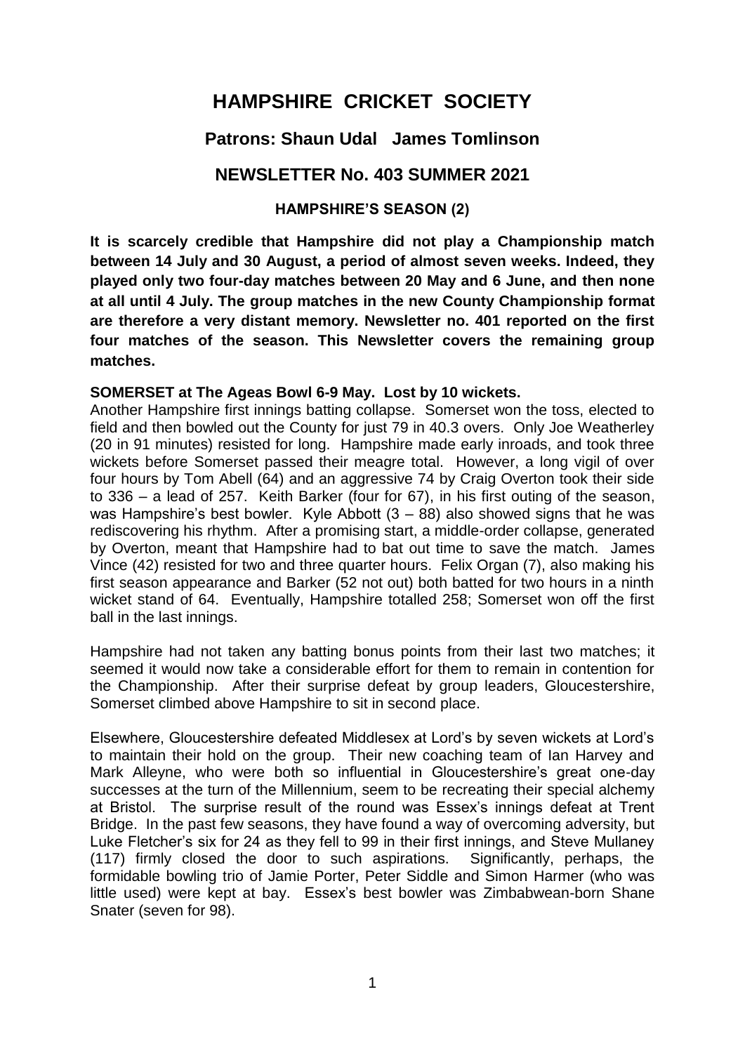# HAMPSHIRE CRICKET SOCIETY

## Patrons: Shaun Udal James Tomlinson

## NEWSLETTER No. 403 SUMMER 2021

### HAMPSHIRE'S SEASON (2)

**It is scarcely credible that Hampshire did not play a Championship match between 14 July and 30 August, a period of almost seven weeks. Indeed, they played only two four-day matches between 20 May and 6 June, and then none at all until 4 July. The group matches in the new County Championship format are therefore a very distant memory. Newsletter no. 401 reported on the first four matches of the season. This Newsletter covers the remaining group matches.**

**SOMERSET at The Ageas Bowl 6-9 May. Lost by 10 wickets.**
Another Hampshire first innings batting collapse. Somerset won the toss, elected to field and then bowled out the County for just 79 in 40.3 overs. Only Joe Weatherley (20 in 91 minutes) resisted for long. Hampshire made early inroads, and took three wickets before Somerset passed their meagre total. However, a long vigil of over four hours by Tom Abell (64) and an aggressive 74 by Craig Overton took their side to 336 – a lead of 257. Keith Barker (four for 67), in his first outing of the season, was Hampshire's best bowler. Kyle Abbott (3 – 88) also showed signs that he was rediscovering his rhythm. After a promising start, a middle-order collapse, generated by Overton, meant that Hampshire had to bat out time to save the match. James Vince (42) resisted for two and three quarter hours. Felix Organ (7), also making his first season appearance and Barker (52 not out) both batted for two hours in a ninth wicket stand of 64. Eventually, Hampshire totalled 258; Somerset won off the first ball in the last innings.

Hampshire had not taken any batting bonus points from their last two matches; it seemed it would now take a considerable effort for them to remain in contention for the Championship. After their surprise defeat by group leaders, Gloucestershire, Somerset climbed above Hampshire to sit in second place.

Elsewhere, Gloucestershire defeated Middlesex at Lord's by seven wickets at Lord's to maintain their hold on the group. Their new coaching team of Ian Harvey and Mark Alleyne, who were both so influential in Gloucestershire's great one-day successes at the turn of the Millennium, seem to be recreating their special alchemy at Bristol. The surprise result of the round was Essex's innings defeat at Trent Bridge. In the past few seasons, they have found a way of overcoming adversity, but Luke Fletcher's six for 24 as they fell to 99 in their first innings, and Steve Mullaney (117) firmly closed the door to such aspirations. Significantly, perhaps, the formidable bowling trio of Jamie Porter, Peter Siddle and Simon Harmer (who was little used) were kept at bay. Essex's best bowler was Zimbabwean-born Shane Snater (seven for 98).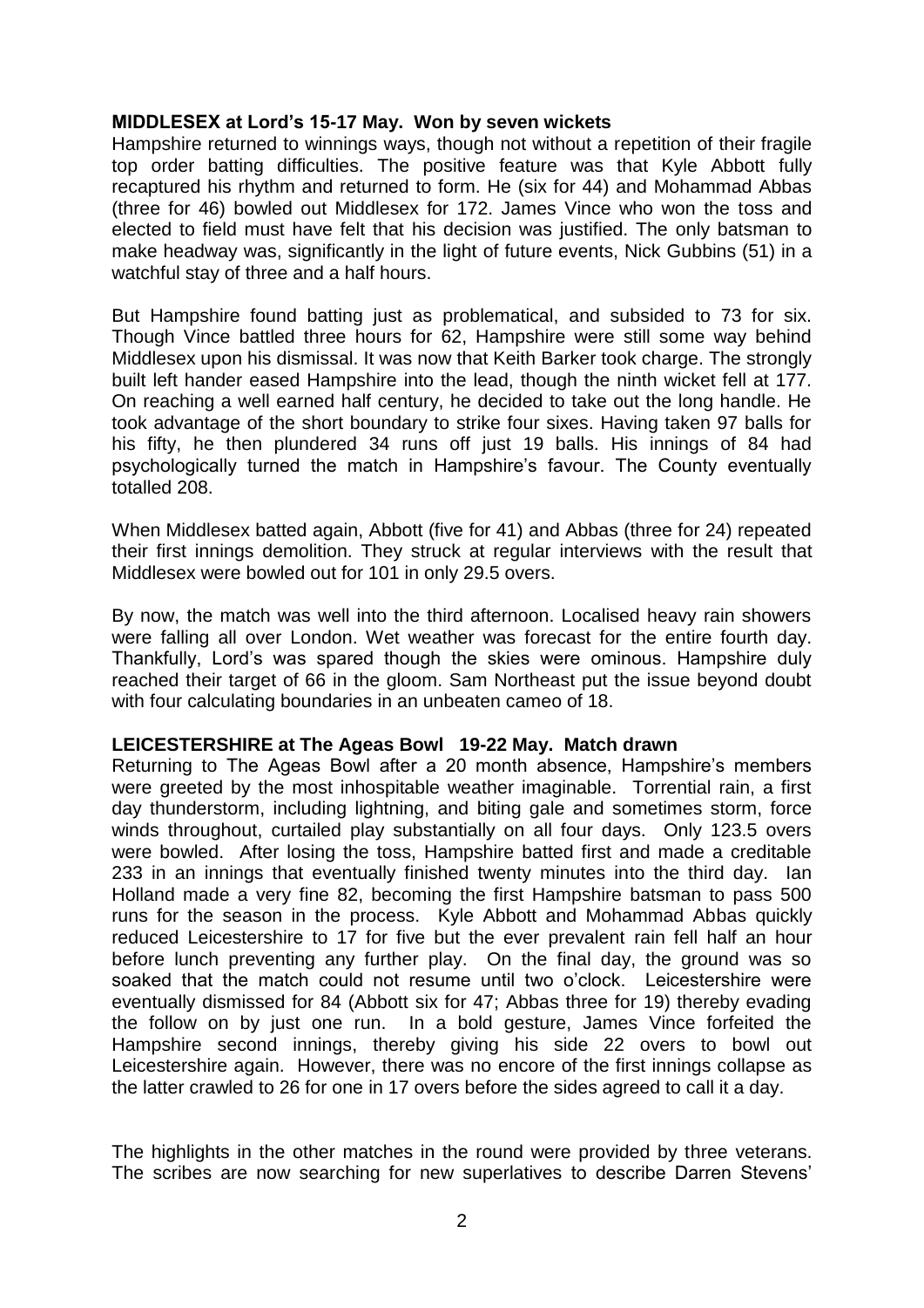**MIDDLESEX at Lord's 15-17 May. Won by seven wickets**

Hampshire returned to winnings ways, though not without a repetition of their fragile top order batting difficulties. The positive feature was that Kyle Abbott fully recaptured his rhythm and returned to form. He (six for 44) and Mohammad Abbas (three for 46) bowled out Middlesex for 172. James Vince who won the toss and elected to field must have felt that his decision was justified. The only batsman to make headway was, significantly in the light of future events, Nick Gubbins (51) in a watchful stay of three and a half hours.

But Hampshire found batting just as problematical, and subsided to 73 for six. Though Vince battled three hours for 62, Hampshire were still some way behind Middlesex upon his dismissal. It was now that Keith Barker took charge. The strongly built left hander eased Hampshire into the lead, though the ninth wicket fell at 177. On reaching a well earned half century, he decided to take out the long handle. He took advantage of the short boundary to strike four sixes. Having taken 97 balls for his fifty, he then plundered 34 runs off just 19 balls. His innings of 84 had psychologically turned the match in Hampshire's favour. The County eventually totalled 208.

When Middlesex batted again, Abbott (five for 41) and Abbas (three for 24) repeated their first innings demolition. They struck at regular interviews with the result that Middlesex were bowled out for 101 in only 29.5 overs.

By now, the match was well into the third afternoon. Localised heavy rain showers were falling all over London. Wet weather was forecast for the entire fourth day. Thankfully, Lord's was spared though the skies were ominous. Hampshire duly reached their target of 66 in the gloom. Sam Northeast put the issue beyond doubt with four calculating boundaries in an unbeaten cameo of 18.

**LEICESTERSHIRE at The Ageas Bowl 19-22 May. Match drawn**

Returning to The Ageas Bowl after a 20 month absence, Hampshire's members were greeted by the most inhospitable weather imaginable. Torrential rain, a first day thunderstorm, including lightning, and biting gale and sometimes storm, force winds throughout, curtailed play substantially on all four days. Only 123.5 overs were bowled. After losing the toss, Hampshire batted first and made a creditable 233 in an innings that eventually finished twenty minutes into the third day. Ian Holland made a very fine 82, becoming the first Hampshire batsman to pass 500 runs for the season in the process. Kyle Abbott and Mohammad Abbas quickly reduced Leicestershire to 17 for five but the ever prevalent rain fell half an hour before lunch preventing any further play. On the final day, the ground was so soaked that the match could not resume until two o'clock. Leicestershire were eventually dismissed for 84 (Abbott six for 47; Abbas three for 19) thereby evading the follow on by just one run. In a bold gesture, James Vince forfeited the Hampshire second innings, thereby giving his side 22 overs to bowl out Leicestershire again. However, there was no encore of the first innings collapse as the latter crawled to 26 for one in 17 overs before the sides agreed to call it a day.

The highlights in the other matches in the round were provided by three veterans. The scribes are now searching for new superlatives to describe Darren Stevens'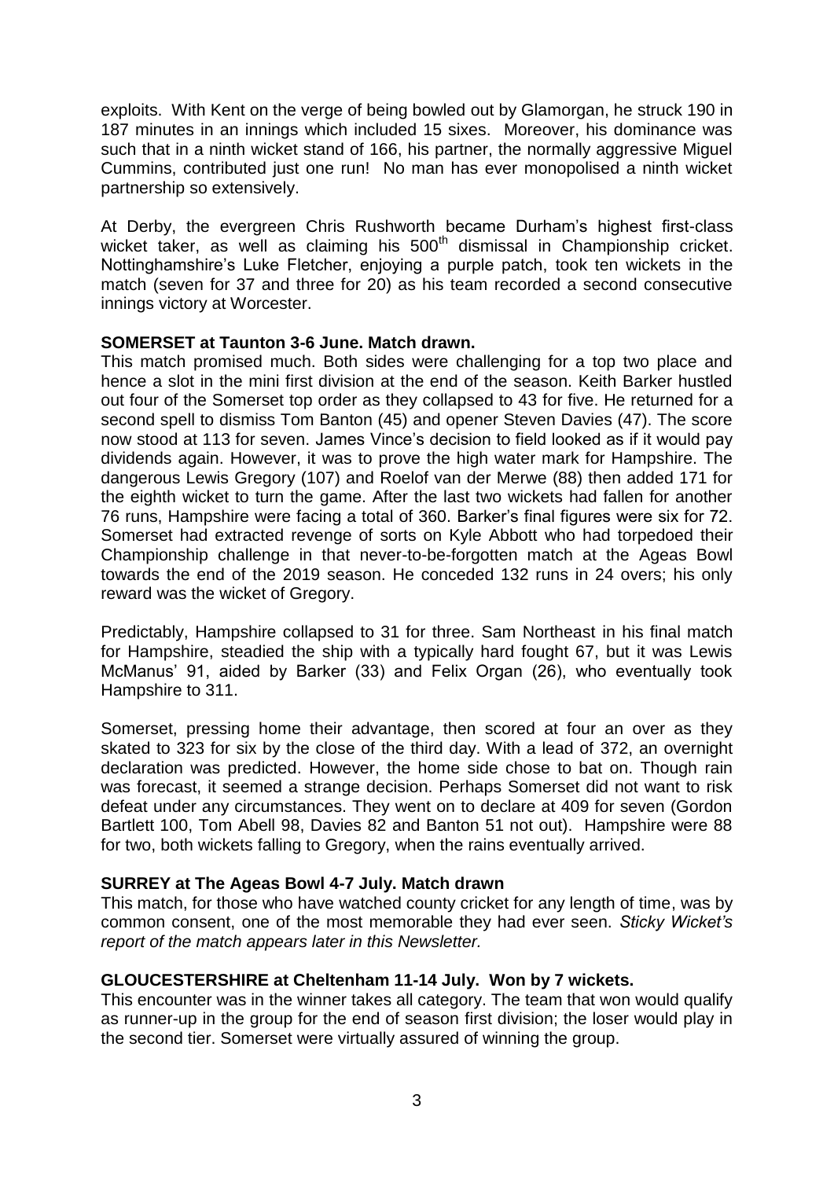exploits. With Kent on the verge of being bowled out by Glamorgan, he struck 190 in 187 minutes in an innings which included 15 sixes. Moreover, his dominance was such that in a ninth wicket stand of 166, his partner, the normally aggressive Miguel Cummins, contributed just one run! No man has ever monopolised a ninth wicket partnership so extensively.

At Derby, the evergreen Chris Rushworth became Durham's highest first-class wicket taker, as well as claiming his 500th dismissal in Championship cricket. Nottinghamshire's Luke Fletcher, enjoying a purple patch, took ten wickets in the match (seven for 37 and three for 20) as his team recorded a second consecutive innings victory at Worcester.

**SOMERSET at Taunton 3-6 June. Match drawn.**

This match promised much. Both sides were challenging for a top two place and hence a slot in the mini first division at the end of the season. Keith Barker hustled out four of the Somerset top order as they collapsed to 43 for five. He returned for a second spell to dismiss Tom Banton (45) and opener Steven Davies (47). The score now stood at 113 for seven. James Vince's decision to field looked as if it would pay dividends again. However, it was to prove the high water mark for Hampshire. The dangerous Lewis Gregory (107) and Roelof van der Merwe (88) then added 171 for the eighth wicket to turn the game. After the last two wickets had fallen for another 76 runs, Hampshire were facing a total of 360. Barker's final figures were six for 72. Somerset had extracted revenge of sorts on Kyle Abbott who had torpedoed their Championship challenge in that never-to-be-forgotten match at the Ageas Bowl towards the end of the 2019 season. He conceded 132 runs in 24 overs; his only reward was the wicket of Gregory.

Predictably, Hampshire collapsed to 31 for three. Sam Northeast in his final match for Hampshire, steadied the ship with a typically hard fought 67, but it was Lewis McManus' 91, aided by Barker (33) and Felix Organ (26), who eventually took Hampshire to 311.

Somerset, pressing home their advantage, then scored at four an over as they skated to 323 for six by the close of the third day. With a lead of 372, an overnight declaration was predicted. However, the home side chose to bat on. Though rain was forecast, it seemed a strange decision. Perhaps Somerset did not want to risk defeat under any circumstances. They went on to declare at 409 for seven (Gordon Bartlett 100, Tom Abell 98, Davies 82 and Banton 51 not out). Hampshire were 88 for two, both wickets falling to Gregory, when the rains eventually arrived.

**SURREY at The Ageas Bowl 4-7 July. Match drawn**

This match, for those who have watched county cricket for any length of time, was by common consent, one of the most memorable they had ever seen. *Sticky Wicket's report of the match appears later in this Newsletter.*

**GLOUCESTERSHIRE at Cheltenham 11-14 July. Won by 7 wickets.**

This encounter was in the winner takes all category. The team that won would qualify as runner-up in the group for the end of season first division; the loser would play in the second tier. Somerset were virtually assured of winning the group.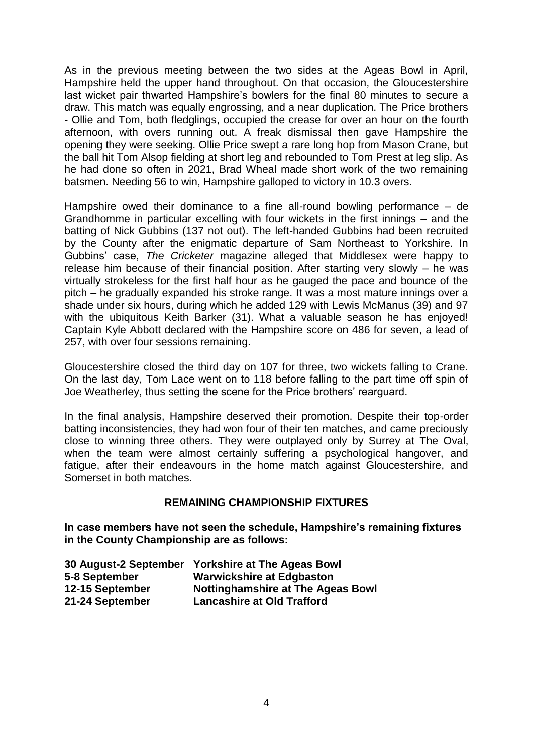As in the previous meeting between the two sides at the Ageas Bowl in April, Hampshire held the upper hand throughout. On that occasion, the Gloucestershire last wicket pair thwarted Hampshire's bowlers for the final 80 minutes to secure a draw. This match was equally engrossing, and a near duplication. The Price brothers - Ollie and Tom, both fledglings, occupied the crease for over an hour on the fourth afternoon, with overs running out. A freak dismissal then gave Hampshire the opening they were seeking. Ollie Price swept a rare long hop from Mason Crane, but the ball hit Tom Alsop fielding at short leg and rebounded to Tom Prest at leg slip. As he had done so often in 2021, Brad Wheal made short work of the two remaining batsmen. Needing 56 to win, Hampshire galloped to victory in 10.3 overs.

Hampshire owed their dominance to a fine all-round bowling performance – de Grandhomme in particular excelling with four wickets in the first innings – and the batting of Nick Gubbins (137 not out). The left-handed Gubbins had been recruited by the County after the enigmatic departure of Sam Northeast to Yorkshire. In Gubbins' case, *The Cricketer* magazine alleged that Middlesex were happy to release him because of their financial position. After starting very slowly – he was virtually strokeless for the first half hour as he gauged the pace and bounce of the pitch – he gradually expanded his stroke range. It was a most mature innings over a shade under six hours, during which he added 129 with Lewis McManus (39) and 97 with the ubiquitous Keith Barker (31). What a valuable season he has enjoyed! Captain Kyle Abbott declared with the Hampshire score on 486 for seven, a lead of 257, with over four sessions remaining.

Gloucestershire closed the third day on 107 for three, two wickets falling to Crane. On the last day, Tom Lace went on to 118 before falling to the part time off spin of Joe Weatherley, thus setting the scene for the Price brothers' rearguard.

In the final analysis, Hampshire deserved their promotion. Despite their top-order batting inconsistencies, they had won four of their ten matches, and came preciously close to winning three others. They were outplayed only by Surrey at The Oval, when the team were almost certainly suffering a psychological hangover, and fatigue, after their endeavours in the home match against Gloucestershire, and Somerset in both matches.

## REMAINING CHAMPIONSHIP FIXTURES

**In case members have not seen the schedule, Hampshire's remaining fixtures in the County Championship are as follows:**

| | |
|---|---|
| **30 August-2 September** | **Yorkshire at The Ageas Bowl** |
| **5-8 September** | **Warwickshire at Edgbaston** |
| **12-15 September** | **Nottinghamshire at The Ageas Bowl** |
| **21-24 September** | **Lancashire at Old Trafford** |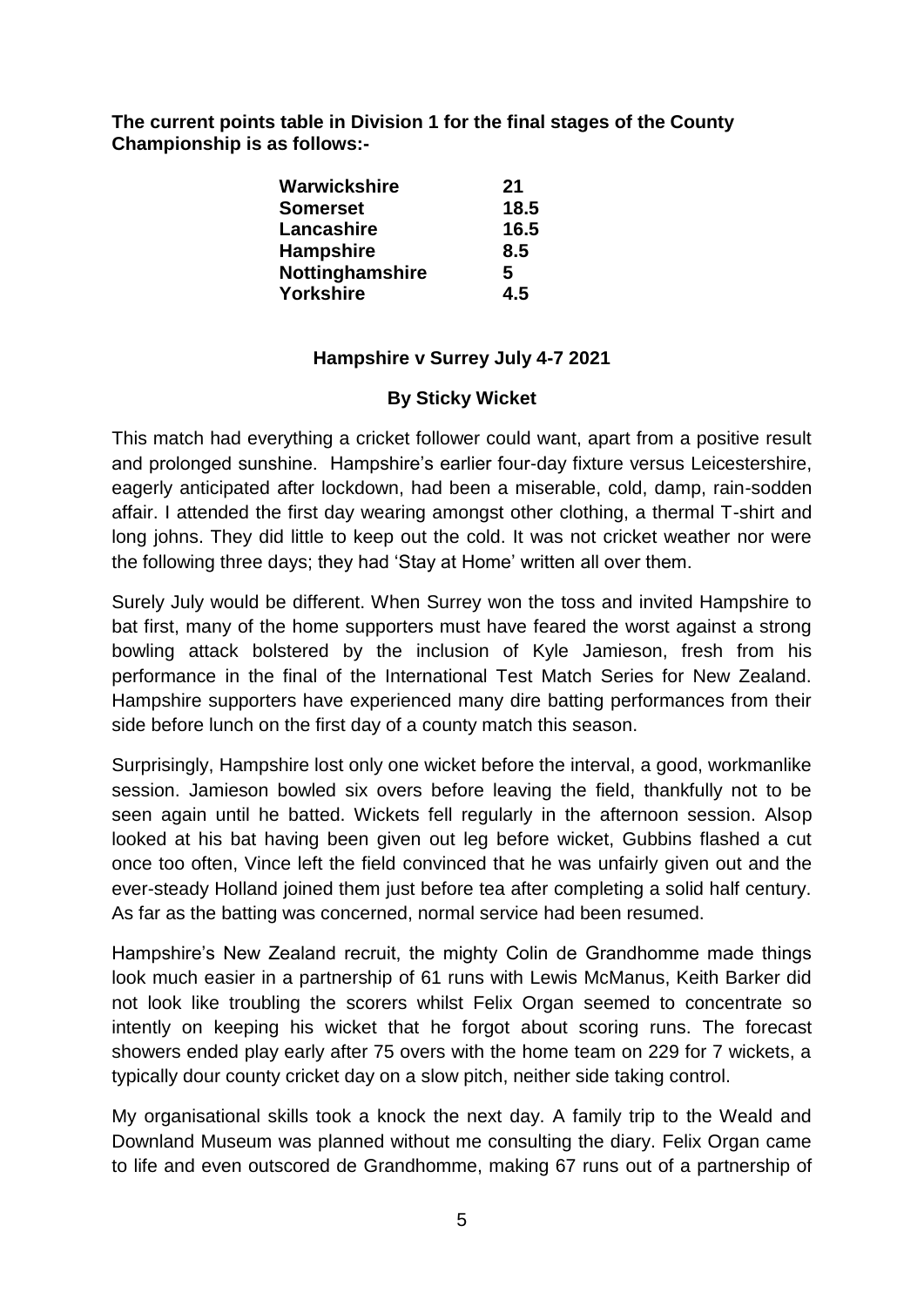**The current points table in Division 1 for the final stages of the County Championship is as follows:-**

| | |
|---|---|
| **Warwickshire** | **21** |
| **Somerset** | **18.5** |
| **Lancashire** | **16.5** |
| **Hampshire** | **8.5** |
| **Nottinghamshire** | **5** |
| **Yorkshire** | **4.5** |

**Hampshire v Surrey July 4-7 2021**

**By Sticky Wicket**

This match had everything a cricket follower could want, apart from a positive result and prolonged sunshine. Hampshire's earlier four-day fixture versus Leicestershire, eagerly anticipated after lockdown, had been a miserable, cold, damp, rain-sodden affair. I attended the first day wearing amongst other clothing, a thermal T-shirt and long johns. They did little to keep out the cold. It was not cricket weather nor were the following three days; they had 'Stay at Home' written all over them.

Surely July would be different. When Surrey won the toss and invited Hampshire to bat first, many of the home supporters must have feared the worst against a strong bowling attack bolstered by the inclusion of Kyle Jamieson, fresh from his performance in the final of the International Test Match Series for New Zealand. Hampshire supporters have experienced many dire batting performances from their side before lunch on the first day of a county match this season.

Surprisingly, Hampshire lost only one wicket before the interval, a good, workmanlike session. Jamieson bowled six overs before leaving the field, thankfully not to be seen again until he batted. Wickets fell regularly in the afternoon session. Alsop looked at his bat having been given out leg before wicket, Gubbins flashed a cut once too often, Vince left the field convinced that he was unfairly given out and the ever-steady Holland joined them just before tea after completing a solid half century. As far as the batting was concerned, normal service had been resumed.

Hampshire's New Zealand recruit, the mighty Colin de Grandhomme made things look much easier in a partnership of 61 runs with Lewis McManus, Keith Barker did not look like troubling the scorers whilst Felix Organ seemed to concentrate so intently on keeping his wicket that he forgot about scoring runs. The forecast showers ended play early after 75 overs with the home team on 229 for 7 wickets, a typically dour county cricket day on a slow pitch, neither side taking control.

My organisational skills took a knock the next day. A family trip to the Weald and Downland Museum was planned without me consulting the diary. Felix Organ came to life and even outscored de Grandhomme, making 67 runs out of a partnership of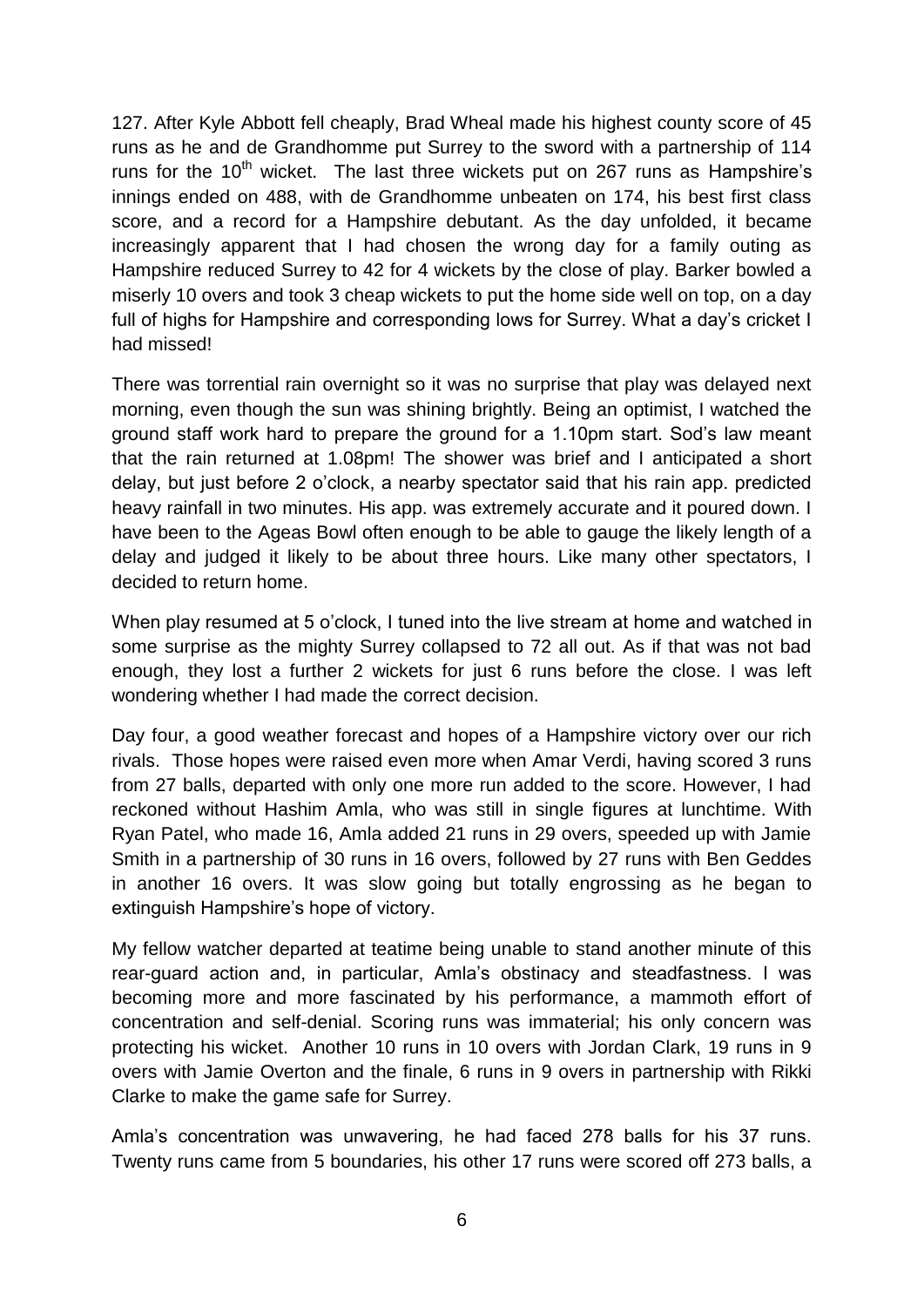127. After Kyle Abbott fell cheaply, Brad Wheal made his highest county score of 45 runs as he and de Grandhomme put Surrey to the sword with a partnership of 114 runs for the 10th wicket. The last three wickets put on 267 runs as Hampshire's innings ended on 488, with de Grandhomme unbeaten on 174, his best first class score, and a record for a Hampshire debutant. As the day unfolded, it became increasingly apparent that I had chosen the wrong day for a family outing as Hampshire reduced Surrey to 42 for 4 wickets by the close of play. Barker bowled a miserly 10 overs and took 3 cheap wickets to put the home side well on top, on a day full of highs for Hampshire and corresponding lows for Surrey. What a day's cricket I had missed!

There was torrential rain overnight so it was no surprise that play was delayed next morning, even though the sun was shining brightly. Being an optimist, I watched the ground staff work hard to prepare the ground for a 1.10pm start. Sod's law meant that the rain returned at 1.08pm! The shower was brief and I anticipated a short delay, but just before 2 o'clock, a nearby spectator said that his rain app. predicted heavy rainfall in two minutes. His app. was extremely accurate and it poured down. I have been to the Ageas Bowl often enough to be able to gauge the likely length of a delay and judged it likely to be about three hours. Like many other spectators, I decided to return home.

When play resumed at 5 o'clock, I tuned into the live stream at home and watched in some surprise as the mighty Surrey collapsed to 72 all out. As if that was not bad enough, they lost a further 2 wickets for just 6 runs before the close. I was left wondering whether I had made the correct decision.

Day four, a good weather forecast and hopes of a Hampshire victory over our rich rivals. Those hopes were raised even more when Amar Verdi, having scored 3 runs from 27 balls, departed with only one more run added to the score. However, I had reckoned without Hashim Amla, who was still in single figures at lunchtime. With Ryan Patel, who made 16, Amla added 21 runs in 29 overs, speeded up with Jamie Smith in a partnership of 30 runs in 16 overs, followed by 27 runs with Ben Geddes in another 16 overs. It was slow going but totally engrossing as he began to extinguish Hampshire's hope of victory.

My fellow watcher departed at teatime being unable to stand another minute of this rear-guard action and, in particular, Amla's obstinacy and steadfastness. I was becoming more and more fascinated by his performance, a mammoth effort of concentration and self-denial. Scoring runs was immaterial; his only concern was protecting his wicket. Another 10 runs in 10 overs with Jordan Clark, 19 runs in 9 overs with Jamie Overton and the finale, 6 runs in 9 overs in partnership with Rikki Clarke to make the game safe for Surrey.

Amla's concentration was unwavering, he had faced 278 balls for his 37 runs. Twenty runs came from 5 boundaries, his other 17 runs were scored off 273 balls, a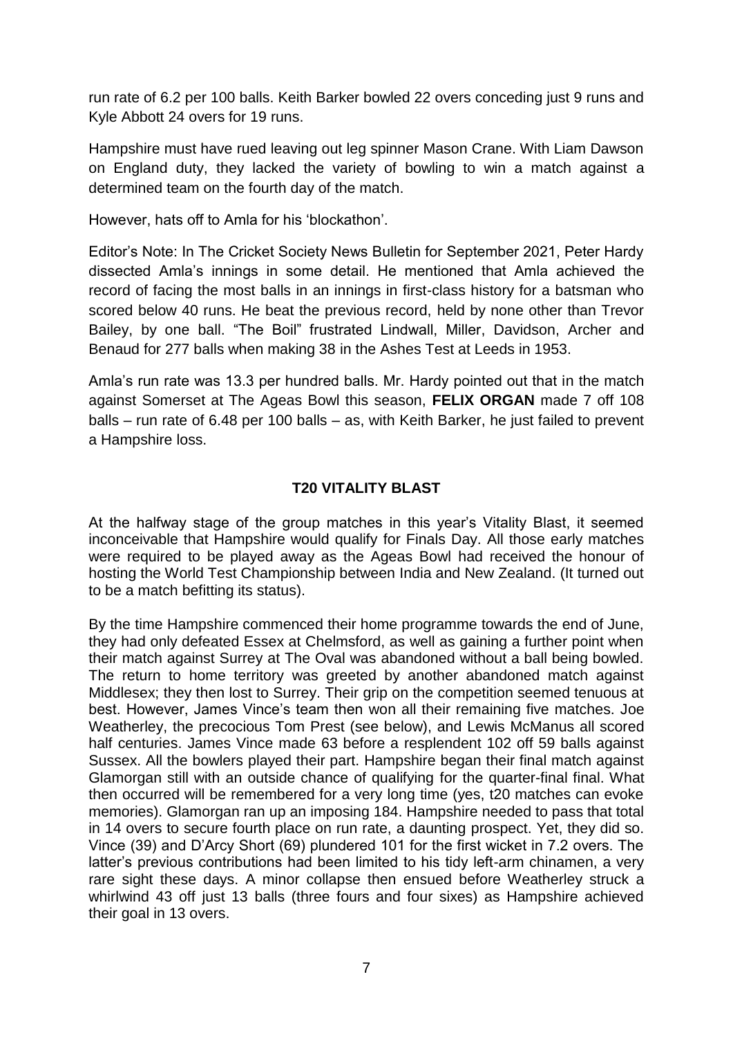run rate of 6.2 per 100 balls. Keith Barker bowled 22 overs conceding just 9 runs and Kyle Abbott 24 overs for 19 runs.

Hampshire must have rued leaving out leg spinner Mason Crane. With Liam Dawson on England duty, they lacked the variety of bowling to win a match against a determined team on the fourth day of the match.

However, hats off to Amla for his 'blockathon'.

Editor's Note: In The Cricket Society News Bulletin for September 2021, Peter Hardy dissected Amla's innings in some detail. He mentioned that Amla achieved the record of facing the most balls in an innings in first-class history for a batsman who scored below 40 runs. He beat the previous record, held by none other than Trevor Bailey, by one ball. "The Boil" frustrated Lindwall, Miller, Davidson, Archer and Benaud for 277 balls when making 38 in the Ashes Test at Leeds in 1953.

Amla's run rate was 13.3 per hundred balls. Mr. Hardy pointed out that in the match against Somerset at The Ageas Bowl this season, **FELIX ORGAN** made 7 off 108 balls – run rate of 6.48 per 100 balls – as, with Keith Barker, he just failed to prevent a Hampshire loss.

## T20 VITALITY BLAST

At the halfway stage of the group matches in this year's Vitality Blast, it seemed inconceivable that Hampshire would qualify for Finals Day. All those early matches were required to be played away as the Ageas Bowl had received the honour of hosting the World Test Championship between India and New Zealand. (It turned out to be a match befitting its status).

By the time Hampshire commenced their home programme towards the end of June, they had only defeated Essex at Chelmsford, as well as gaining a further point when their match against Surrey at The Oval was abandoned without a ball being bowled. The return to home territory was greeted by another abandoned match against Middlesex; they then lost to Surrey. Their grip on the competition seemed tenuous at best. However, James Vince's team then won all their remaining five matches. Joe Weatherley, the precocious Tom Prest (see below), and Lewis McManus all scored half centuries. James Vince made 63 before a resplendent 102 off 59 balls against Sussex. All the bowlers played their part. Hampshire began their final match against Glamorgan still with an outside chance of qualifying for the quarter-final final. What then occurred will be remembered for a very long time (yes, t20 matches can evoke memories). Glamorgan ran up an imposing 184. Hampshire needed to pass that total in 14 overs to secure fourth place on run rate, a daunting prospect. Yet, they did so. Vince (39) and D'Arcy Short (69) plundered 101 for the first wicket in 7.2 overs. The latter's previous contributions had been limited to his tidy left-arm chinamen, a very rare sight these days. A minor collapse then ensued before Weatherley struck a whirlwind 43 off just 13 balls (three fours and four sixes) as Hampshire achieved their goal in 13 overs.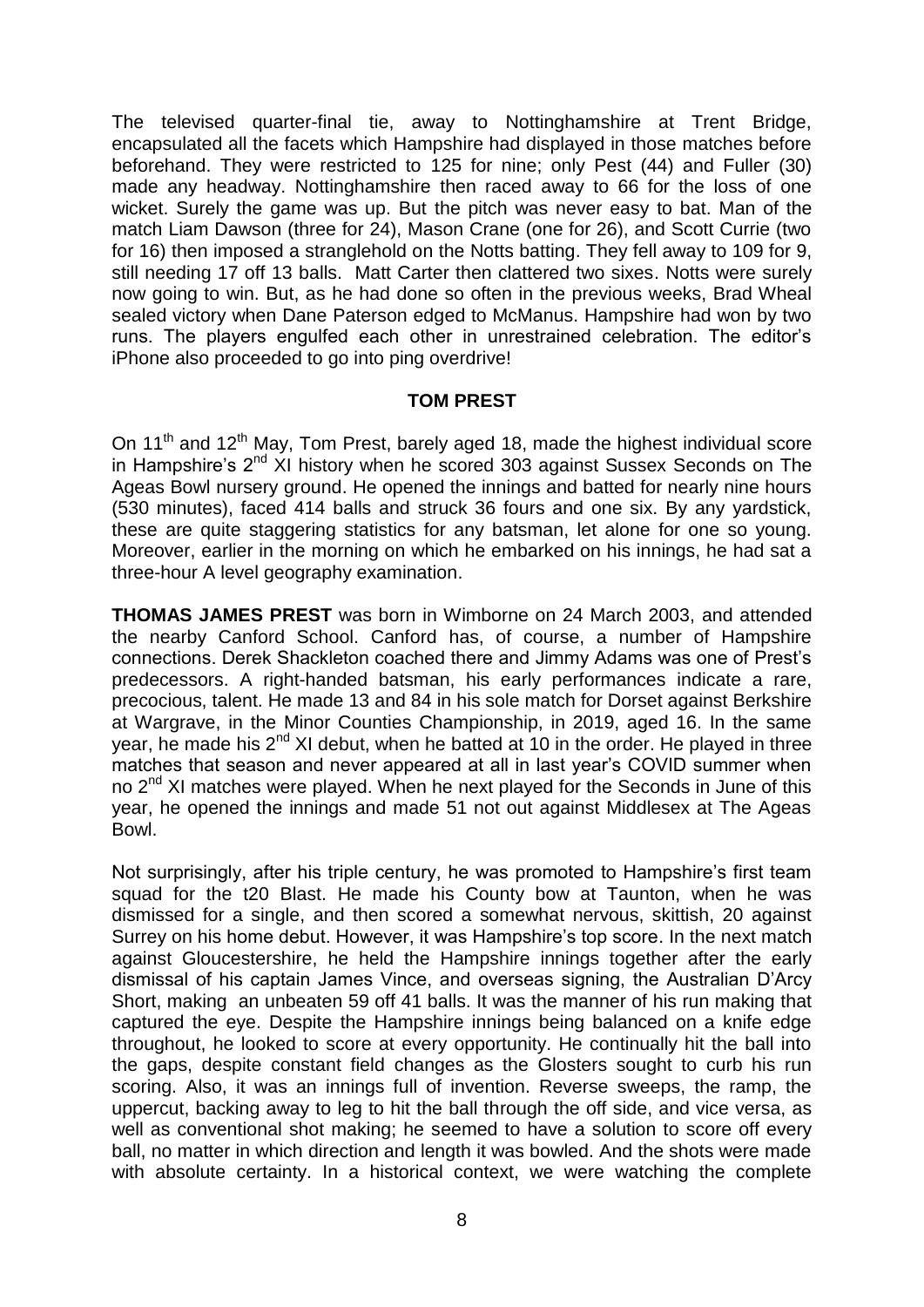The televised quarter-final tie, away to Nottinghamshire at Trent Bridge, encapsulated all the facets which Hampshire had displayed in those matches before beforehand. They were restricted to 125 for nine; only Pest (44) and Fuller (30) made any headway. Nottinghamshire then raced away to 66 for the loss of one wicket. Surely the game was up. But the pitch was never easy to bat. Man of the match Liam Dawson (three for 24), Mason Crane (one for 26), and Scott Currie (two for 16) then imposed a stranglehold on the Notts batting. They fell away to 109 for 9, still needing 17 off 13 balls. Matt Carter then clattered two sixes. Notts were surely now going to win. But, as he had done so often in the previous weeks, Brad Wheal sealed victory when Dane Paterson edged to McManus. Hampshire had won by two runs. The players engulfed each other in unrestrained celebration. The editor's iPhone also proceeded to go into ping overdrive!

## TOM PREST

On 11th and 12th May, Tom Prest, barely aged 18, made the highest individual score in Hampshire's 2nd XI history when he scored 303 against Sussex Seconds on The Ageas Bowl nursery ground. He opened the innings and batted for nearly nine hours (530 minutes), faced 414 balls and struck 36 fours and one six. By any yardstick, these are quite staggering statistics for any batsman, let alone for one so young. Moreover, earlier in the morning on which he embarked on his innings, he had sat a three-hour A level geography examination.

**THOMAS JAMES PREST** was born in Wimborne on 24 March 2003, and attended the nearby Canford School. Canford has, of course, a number of Hampshire connections. Derek Shackleton coached there and Jimmy Adams was one of Prest's predecessors. A right-handed batsman, his early performances indicate a rare, precocious, talent. He made 13 and 84 in his sole match for Dorset against Berkshire at Wargrave, in the Minor Counties Championship, in 2019, aged 16. In the same year, he made his 2nd XI debut, when he batted at 10 in the order. He played in three matches that season and never appeared at all in last year's COVID summer when no 2nd XI matches were played. When he next played for the Seconds in June of this year, he opened the innings and made 51 not out against Middlesex at The Ageas Bowl.

Not surprisingly, after his triple century, he was promoted to Hampshire's first team squad for the t20 Blast. He made his County bow at Taunton, when he was dismissed for a single, and then scored a somewhat nervous, skittish, 20 against Surrey on his home debut. However, it was Hampshire's top score. In the next match against Gloucestershire, he held the Hampshire innings together after the early dismissal of his captain James Vince, and overseas signing, the Australian D'Arcy Short, making an unbeaten 59 off 41 balls. It was the manner of his run making that captured the eye. Despite the Hampshire innings being balanced on a knife edge throughout, he looked to score at every opportunity. He continually hit the ball into the gaps, despite constant field changes as the Glosters sought to curb his run scoring. Also, it was an innings full of invention. Reverse sweeps, the ramp, the uppercut, backing away to leg to hit the ball through the off side, and vice versa, as well as conventional shot making; he seemed to have a solution to score off every ball, no matter in which direction and length it was bowled. And the shots were made with absolute certainty. In a historical context, we were watching the complete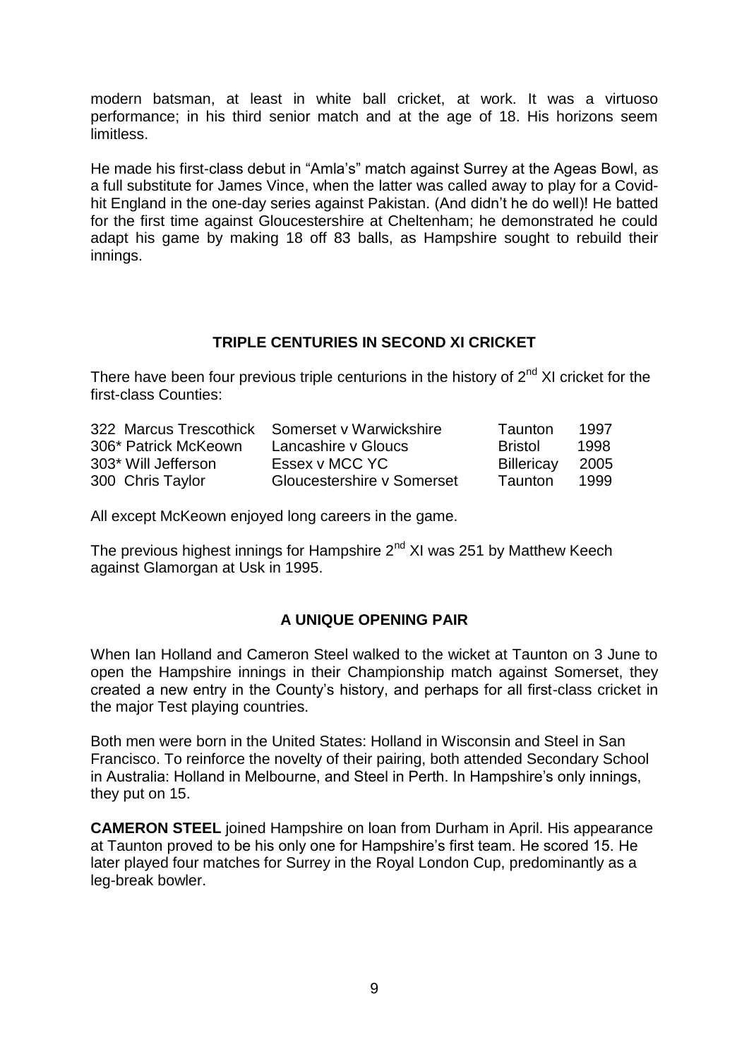modern batsman, at least in white ball cricket, at work. It was a virtuoso performance; in his third senior match and at the age of 18. His horizons seem limitless.

He made his first-class debut in "Amla's" match against Surrey at the Ageas Bowl, as a full substitute for James Vince, when the latter was called away to play for a Covid-hit England in the one-day series against Pakistan. (And didn't he do well)! He batted for the first time against Gloucestershire at Cheltenham; he demonstrated he could adapt his game by making 18 off 83 balls, as Hampshire sought to rebuild their innings.

## TRIPLE CENTURIES IN SECOND XI CRICKET

There have been four previous triple centurions in the history of 2nd XI cricket for the first-class Counties:

| | | | |
|---|---|---|---|
| 322 Marcus Trescothick | Somerset v Warwickshire | Taunton | 1997 |
| 306* Patrick McKeown | Lancashire v Gloucs | Bristol | 1998 |
| 303* Will Jefferson | Essex v MCC YC | Billericay | 2005 |
| 300 Chris Taylor | Gloucestershire v Somerset | Taunton | 1999 |

All except McKeown enjoyed long careers in the game.

The previous highest innings for Hampshire 2nd XI was 251 by Matthew Keech against Glamorgan at Usk in 1995.

## A UNIQUE OPENING PAIR

When Ian Holland and Cameron Steel walked to the wicket at Taunton on 3 June to open the Hampshire innings in their Championship match against Somerset, they created a new entry in the County's history, and perhaps for all first-class cricket in the major Test playing countries.

Both men were born in the United States: Holland in Wisconsin and Steel in San Francisco. To reinforce the novelty of their pairing, both attended Secondary School in Australia: Holland in Melbourne, and Steel in Perth. In Hampshire's only innings, they put on 15.

**CAMERON STEEL** joined Hampshire on loan from Durham in April. His appearance at Taunton proved to be his only one for Hampshire's first team. He scored 15. He later played four matches for Surrey in the Royal London Cup, predominantly as a leg-break bowler.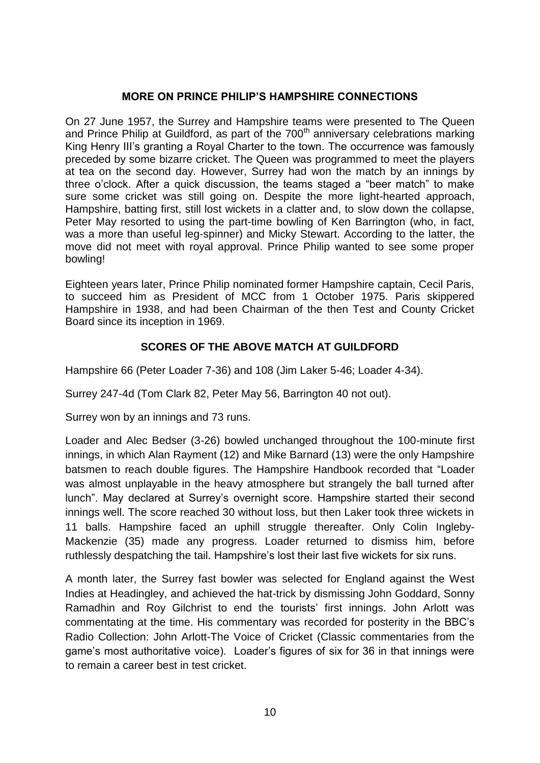## MORE ON PRINCE PHILIP'S HAMPSHIRE CONNECTIONS

On 27 June 1957, the Surrey and Hampshire teams were presented to The Queen and Prince Philip at Guildford, as part of the 700th anniversary celebrations marking King Henry III's granting a Royal Charter to the town. The occurrence was famously preceded by some bizarre cricket. The Queen was programmed to meet the players at tea on the second day. However, Surrey had won the match by an innings by three o'clock. After a quick discussion, the teams staged a "beer match" to make sure some cricket was still going on. Despite the more light-hearted approach, Hampshire, batting first, still lost wickets in a clatter and, to slow down the collapse, Peter May resorted to using the part-time bowling of Ken Barrington (who, in fact, was a more than useful leg-spinner) and Micky Stewart. According to the latter, the move did not meet with royal approval. Prince Philip wanted to see some proper bowling!

Eighteen years later, Prince Philip nominated former Hampshire captain, Cecil Paris, to succeed him as President of MCC from 1 October 1975. Paris skippered Hampshire in 1938, and had been Chairman of the then Test and County Cricket Board since its inception in 1969.

## SCORES OF THE ABOVE MATCH AT GUILDFORD

Hampshire 66 (Peter Loader 7-36) and 108 (Jim Laker 5-46; Loader 4-34).

Surrey 247-4d (Tom Clark 82, Peter May 56, Barrington 40 not out).

Surrey won by an innings and 73 runs.

Loader and Alec Bedser (3-26) bowled unchanged throughout the 100-minute first innings, in which Alan Rayment (12) and Mike Barnard (13) were the only Hampshire batsmen to reach double figures. The Hampshire Handbook recorded that "Loader was almost unplayable in the heavy atmosphere but strangely the ball turned after lunch". May declared at Surrey's overnight score. Hampshire started their second innings well. The score reached 30 without loss, but then Laker took three wickets in 11 balls. Hampshire faced an uphill struggle thereafter. Only Colin Ingleby-Mackenzie (35) made any progress. Loader returned to dismiss him, before ruthlessly despatching the tail. Hampshire's lost their last five wickets for six runs.

A month later, the Surrey fast bowler was selected for England against the West Indies at Headingley, and achieved the hat-trick by dismissing John Goddard, Sonny Ramadhin and Roy Gilchrist to end the tourists' first innings. John Arlott was commentating at the time. His commentary was recorded for posterity in the BBC's Radio Collection: John Arlott-The Voice of Cricket (Classic commentaries from the game's most authoritative voice). Loader's figures of six for 36 in that innings were to remain a career best in test cricket.